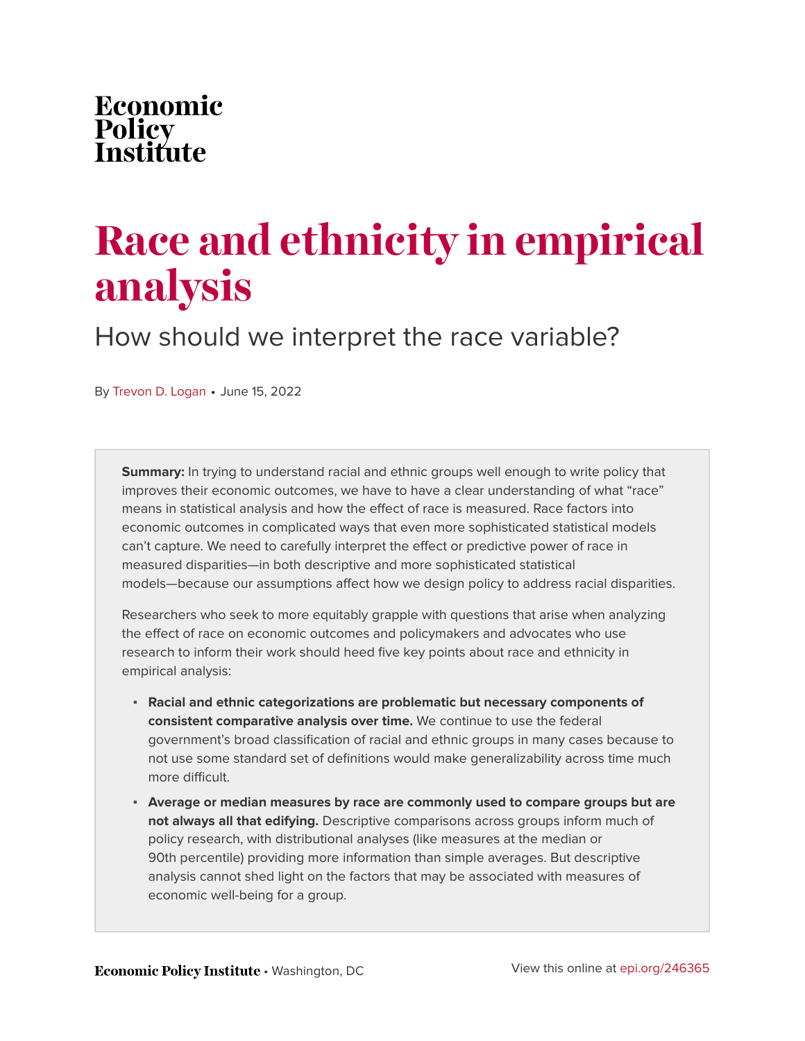Economic Policy Institute

# Race and ethnicity in empirical analysis

## How should we interpret the race variable?

By Trevon D. Logan • June 15, 2022

**Summary:** In trying to understand racial and ethnic groups well enough to write policy that improves their economic outcomes, we have to have a clear understanding of what "race" means in statistical analysis and how the effect of race is measured. Race factors into economic outcomes in complicated ways that even more sophisticated statistical models can't capture. We need to carefully interpret the effect or predictive power of race in measured disparities—in both descriptive and more sophisticated statistical models—because our assumptions affect how we design policy to address racial disparities.

Researchers who seek to more equitably grapple with questions that arise when analyzing the effect of race on economic outcomes and policymakers and advocates who use research to inform their work should heed five key points about race and ethnicity in empirical analysis:

- **Racial and ethnic categorizations are problematic but necessary components of consistent comparative analysis over time.** We continue to use the federal government's broad classification of racial and ethnic groups in many cases because to not use some standard set of definitions would make generalizability across time much more difficult.
- **Average or median measures by race are commonly used to compare groups but are not always all that edifying.** Descriptive comparisons across groups inform much of policy research, with distributional analyses (like measures at the median or 90th percentile) providing more information than simple averages. But descriptive analysis cannot shed light on the factors that may be associated with measures of economic well-being for a group.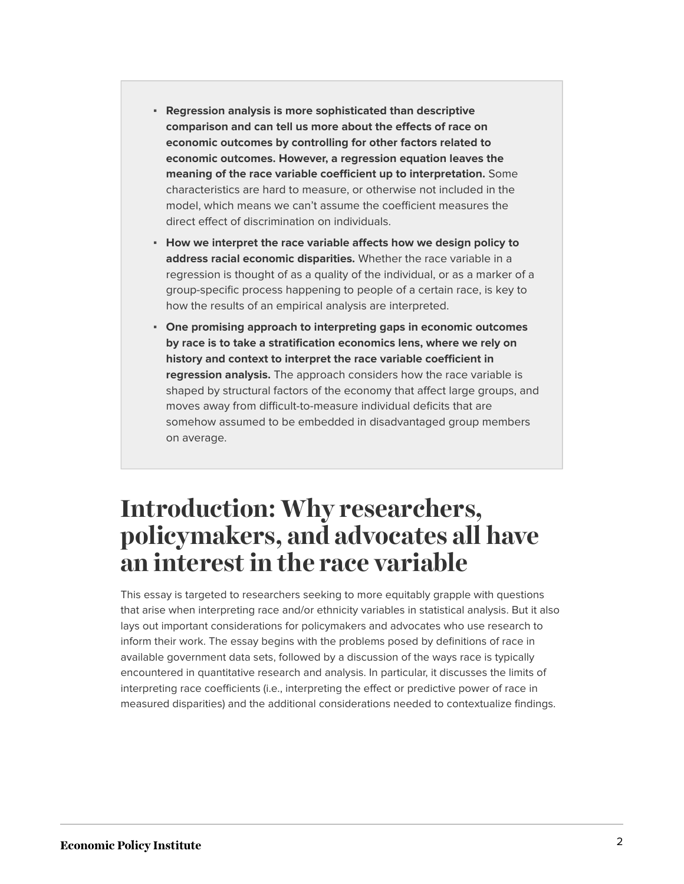- **Regression analysis is more sophisticated than descriptive comparison and can tell us more about the effects of race on economic outcomes by controlling for other factors related to economic outcomes. However, a regression equation leaves the meaning of the race variable coefficient up to interpretation.** Some characteristics are hard to measure, or otherwise not included in the model, which means we can't assume the coefficient measures the direct effect of discrimination on individuals.
- **How we interpret the race variable affects how we design policy to address racial economic disparities.** Whether the race variable in a regression is thought of as a quality of the individual, or as a marker of a group-specific process happening to people of a certain race, is key to how the results of an empirical analysis are interpreted.
- **One promising approach to interpreting gaps in economic outcomes by race is to take a stratification economics lens, where we rely on history and context to interpret the race variable coefficient in regression analysis.** The approach considers how the race variable is shaped by structural factors of the economy that affect large groups, and moves away from difficult-to-measure individual deficits that are somehow assumed to be embedded in disadvantaged group members on average.

# Introduction: Why researchers, policymakers, and advocates all have an interest in the race variable

This essay is targeted to researchers seeking to more equitably grapple with questions that arise when interpreting race and/or ethnicity variables in statistical analysis. But it also lays out important considerations for policymakers and advocates who use research to inform their work. The essay begins with the problems posed by definitions of race in available government data sets, followed by a discussion of the ways race is typically encountered in quantitative research and analysis. In particular, it discusses the limits of interpreting race coefficients (i.e., interpreting the effect or predictive power of race in measured disparities) and the additional considerations needed to contextualize findings.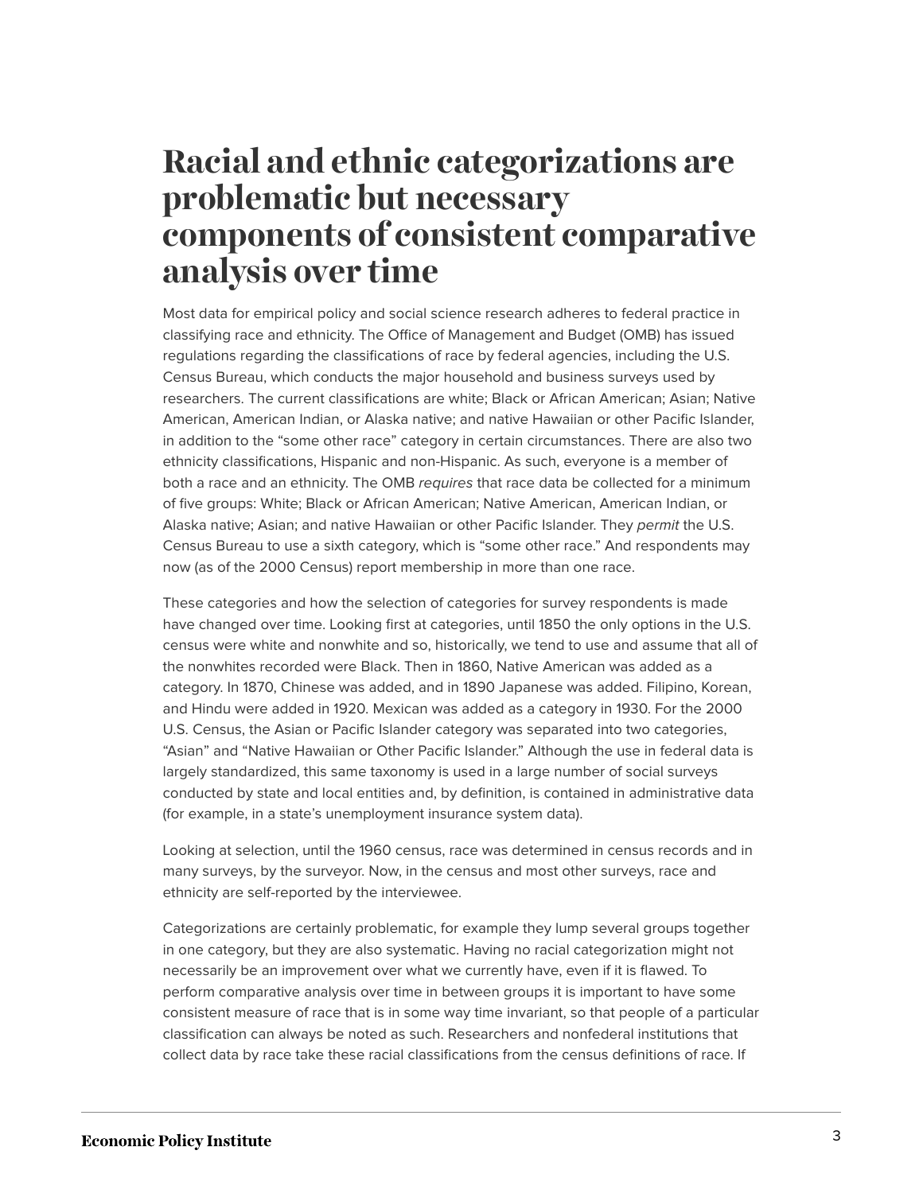# Racial and ethnic categorizations are problematic but necessary components of consistent comparative analysis over time

Most data for empirical policy and social science research adheres to federal practice in classifying race and ethnicity. The Office of Management and Budget (OMB) has issued regulations regarding the classifications of race by federal agencies, including the U.S. Census Bureau, which conducts the major household and business surveys used by researchers. The current classifications are white; Black or African American; Asian; Native American, American Indian, or Alaska native; and native Hawaiian or other Pacific Islander, in addition to the "some other race" category in certain circumstances. There are also two ethnicity classifications, Hispanic and non-Hispanic. As such, everyone is a member of both a race and an ethnicity. The OMB *requires* that race data be collected for a minimum of five groups: White; Black or African American; Native American, American Indian, or Alaska native; Asian; and native Hawaiian or other Pacific Islander. They *permit* the U.S. Census Bureau to use a sixth category, which is "some other race." And respondents may now (as of the 2000 Census) report membership in more than one race.

These categories and how the selection of categories for survey respondents is made have changed over time. Looking first at categories, until 1850 the only options in the U.S. census were white and nonwhite and so, historically, we tend to use and assume that all of the nonwhites recorded were Black. Then in 1860, Native American was added as a category. In 1870, Chinese was added, and in 1890 Japanese was added. Filipino, Korean, and Hindu were added in 1920. Mexican was added as a category in 1930. For the 2000 U.S. Census, the Asian or Pacific Islander category was separated into two categories, "Asian" and "Native Hawaiian or Other Pacific Islander." Although the use in federal data is largely standardized, this same taxonomy is used in a large number of social surveys conducted by state and local entities and, by definition, is contained in administrative data (for example, in a state's unemployment insurance system data).

Looking at selection, until the 1960 census, race was determined in census records and in many surveys, by the surveyor. Now, in the census and most other surveys, race and ethnicity are self-reported by the interviewee.

Categorizations are certainly problematic, for example they lump several groups together in one category, but they are also systematic. Having no racial categorization might not necessarily be an improvement over what we currently have, even if it is flawed. To perform comparative analysis over time in between groups it is important to have some consistent measure of race that is in some way time invariant, so that people of a particular classification can always be noted as such. Researchers and nonfederal institutions that collect data by race take these racial classifications from the census definitions of race. If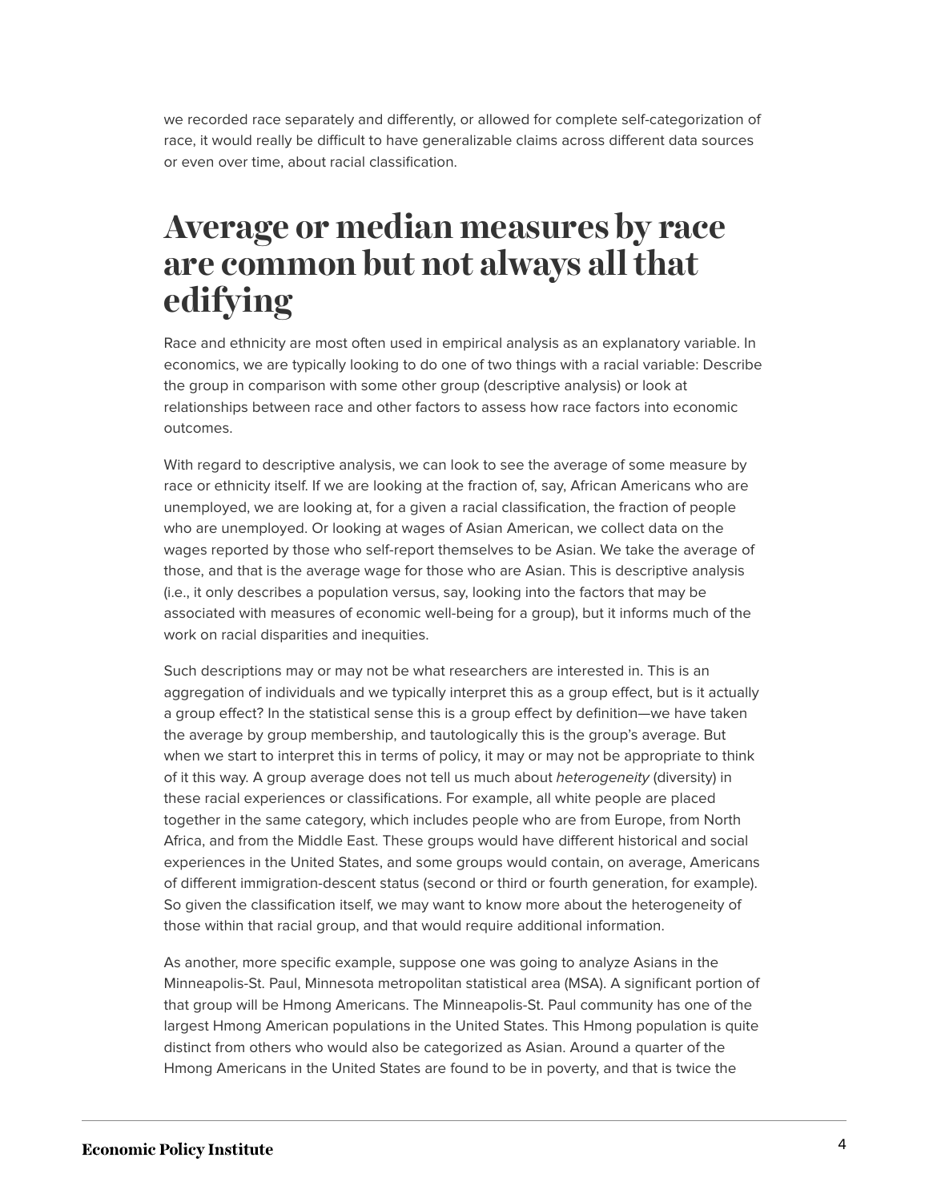we recorded race separately and differently, or allowed for complete self-categorization of race, it would really be difficult to have generalizable claims across different data sources or even over time, about racial classification.

## Average or median measures by race are common but not always all that edifying

Race and ethnicity are most often used in empirical analysis as an explanatory variable. In economics, we are typically looking to do one of two things with a racial variable: Describe the group in comparison with some other group (descriptive analysis) or look at relationships between race and other factors to assess how race factors into economic outcomes.

With regard to descriptive analysis, we can look to see the average of some measure by race or ethnicity itself. If we are looking at the fraction of, say, African Americans who are unemployed, we are looking at, for a given a racial classification, the fraction of people who are unemployed. Or looking at wages of Asian American, we collect data on the wages reported by those who self-report themselves to be Asian. We take the average of those, and that is the average wage for those who are Asian. This is descriptive analysis (i.e., it only describes a population versus, say, looking into the factors that may be associated with measures of economic well-being for a group), but it informs much of the work on racial disparities and inequities.

Such descriptions may or may not be what researchers are interested in. This is an aggregation of individuals and we typically interpret this as a group effect, but is it actually a group effect? In the statistical sense this is a group effect by definition—we have taken the average by group membership, and tautologically this is the group's average. But when we start to interpret this in terms of policy, it may or may not be appropriate to think of it this way. A group average does not tell us much about *heterogeneity* (diversity) in these racial experiences or classifications. For example, all white people are placed together in the same category, which includes people who are from Europe, from North Africa, and from the Middle East. These groups would have different historical and social experiences in the United States, and some groups would contain, on average, Americans of different immigration-descent status (second or third or fourth generation, for example). So given the classification itself, we may want to know more about the heterogeneity of those within that racial group, and that would require additional information.

As another, more specific example, suppose one was going to analyze Asians in the Minneapolis-St. Paul, Minnesota metropolitan statistical area (MSA). A significant portion of that group will be Hmong Americans. The Minneapolis-St. Paul community has one of the largest Hmong American populations in the United States. This Hmong population is quite distinct from others who would also be categorized as Asian. Around a quarter of the Hmong Americans in the United States are found to be in poverty, and that is twice the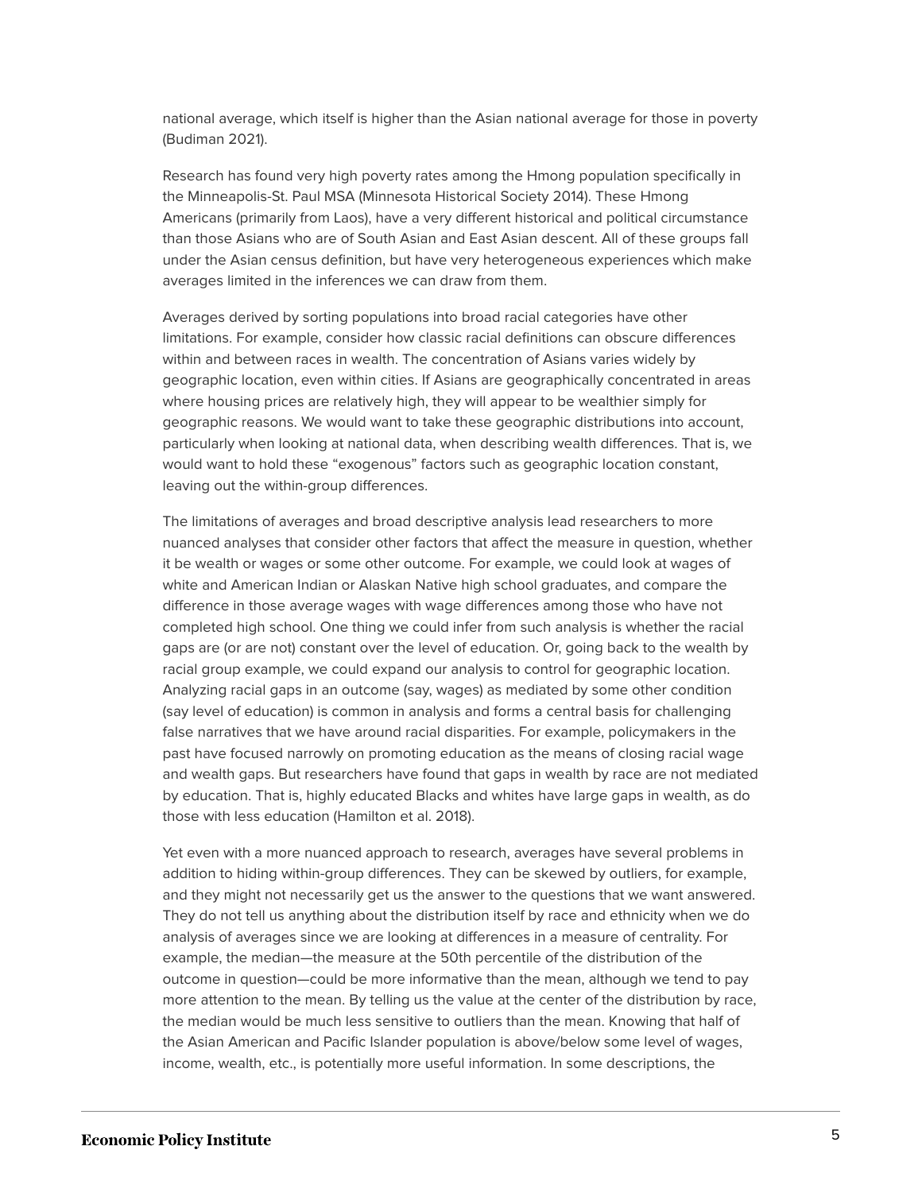national average, which itself is higher than the Asian national average for those in poverty (Budiman 2021).

Research has found very high poverty rates among the Hmong population specifically in the Minneapolis-St. Paul MSA (Minnesota Historical Society 2014). These Hmong Americans (primarily from Laos), have a very different historical and political circumstance than those Asians who are of South Asian and East Asian descent. All of these groups fall under the Asian census definition, but have very heterogeneous experiences which make averages limited in the inferences we can draw from them.

Averages derived by sorting populations into broad racial categories have other limitations. For example, consider how classic racial definitions can obscure differences within and between races in wealth. The concentration of Asians varies widely by geographic location, even within cities. If Asians are geographically concentrated in areas where housing prices are relatively high, they will appear to be wealthier simply for geographic reasons. We would want to take these geographic distributions into account, particularly when looking at national data, when describing wealth differences. That is, we would want to hold these "exogenous" factors such as geographic location constant, leaving out the within-group differences.

The limitations of averages and broad descriptive analysis lead researchers to more nuanced analyses that consider other factors that affect the measure in question, whether it be wealth or wages or some other outcome. For example, we could look at wages of white and American Indian or Alaskan Native high school graduates, and compare the difference in those average wages with wage differences among those who have not completed high school. One thing we could infer from such analysis is whether the racial gaps are (or are not) constant over the level of education. Or, going back to the wealth by racial group example, we could expand our analysis to control for geographic location. Analyzing racial gaps in an outcome (say, wages) as mediated by some other condition (say level of education) is common in analysis and forms a central basis for challenging false narratives that we have around racial disparities. For example, policymakers in the past have focused narrowly on promoting education as the means of closing racial wage and wealth gaps. But researchers have found that gaps in wealth by race are not mediated by education. That is, highly educated Blacks and whites have large gaps in wealth, as do those with less education (Hamilton et al. 2018).

Yet even with a more nuanced approach to research, averages have several problems in addition to hiding within-group differences. They can be skewed by outliers, for example, and they might not necessarily get us the answer to the questions that we want answered. They do not tell us anything about the distribution itself by race and ethnicity when we do analysis of averages since we are looking at differences in a measure of centrality. For example, the median—the measure at the 50th percentile of the distribution of the outcome in question—could be more informative than the mean, although we tend to pay more attention to the mean. By telling us the value at the center of the distribution by race, the median would be much less sensitive to outliers than the mean. Knowing that half of the Asian American and Pacific Islander population is above/below some level of wages, income, wealth, etc., is potentially more useful information. In some descriptions, the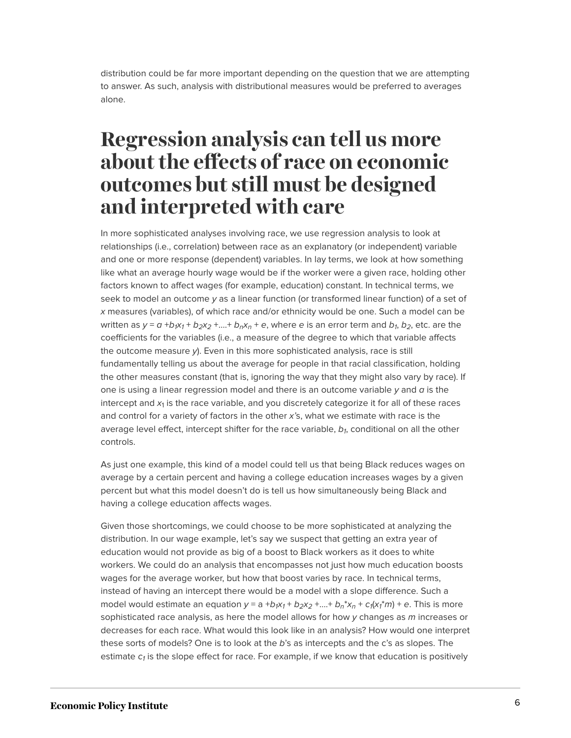distribution could be far more important depending on the question that we are attempting to answer. As such, analysis with distributional measures would be preferred to averages alone.

# Regression analysis can tell us more about the effects of race on economic outcomes but still must be designed and interpreted with care

In more sophisticated analyses involving race, we use regression analysis to look at relationships (i.e., correlation) between race as an explanatory (or independent) variable and one or more response (dependent) variables. In lay terms, we look at how something like what an average hourly wage would be if the worker were a given race, holding other factors known to affect wages (for example, education) constant. In technical terms, we seek to model an outcome $y$ as a linear function (or transformed linear function) of a set of $x$ measures (variables), of which race and/or ethnicity would be one. Such a model can be written as $y = a + b_1x_1 + b_2x_2 + .... + b_nx_n + e$, where $e$ is an error term and $b_1$, $b_2$, etc. are the coefficients for the variables (i.e., a measure of the degree to which that variable affects the outcome measure $y$). Even in this more sophisticated analysis, race is still fundamentally telling us about the average for people in that racial classification, holding the other measures constant (that is, ignoring the way that they might also vary by race). If one is using a linear regression model and there is an outcome variable $y$ and $a$ is the intercept and $x_1$ is the race variable, and you discretely categorize it for all of these races and control for a variety of factors in the other $x$'s, what we estimate with race is the average level effect, intercept shifter for the race variable, $b_1$, conditional on all the other controls.

As just one example, this kind of a model could tell us that being Black reduces wages on average by a certain percent and having a college education increases wages by a given percent but what this model doesn't do is tell us how simultaneously being Black and having a college education affects wages.

Given those shortcomings, we could choose to be more sophisticated at analyzing the distribution. In our wage example, let's say we suspect that getting an extra year of education would not provide as big of a boost to Black workers as it does to white workers. We could do an analysis that encompasses not just how much education boosts wages for the average worker, but how that boost varies by race. In technical terms, instead of having an intercept there would be a model with a slope difference. Such a model would estimate an equation $y = a + b_1x_1 + b_2x_2 + .... + b_n{*}x_n + c_1(x_1{*}m) + e$. This is more sophisticated race analysis, as here the model allows for how $y$ changes as $m$ increases or decreases for each race. What would this look like in an analysis? How would one interpret these sorts of models? One is to look at the $b$'s as intercepts and the c's as slopes. The estimate $c_1$ is the slope effect for race. For example, if we know that education is positively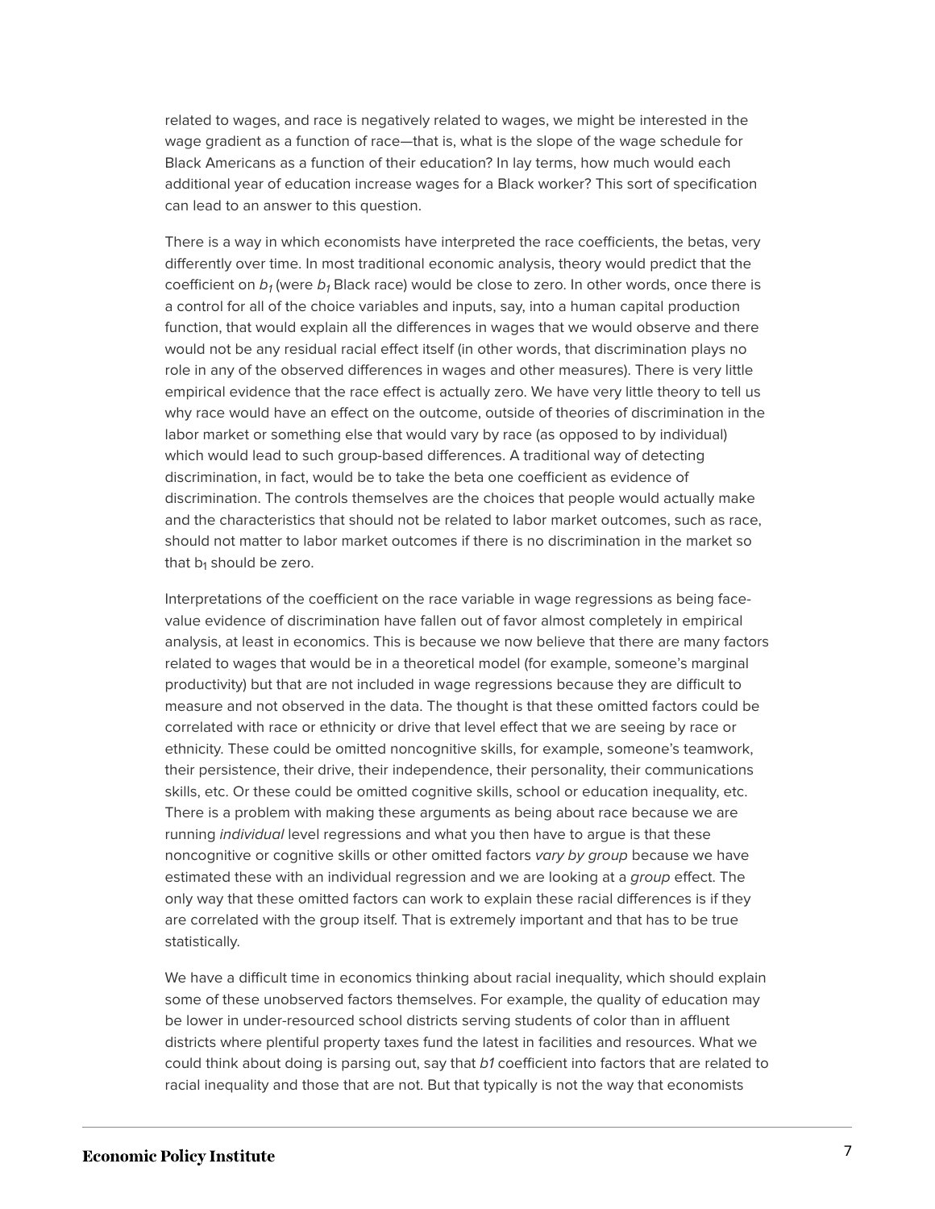related to wages, and race is negatively related to wages, we might be interested in the wage gradient as a function of race—that is, what is the slope of the wage schedule for Black Americans as a function of their education? In lay terms, how much would each additional year of education increase wages for a Black worker? This sort of specification can lead to an answer to this question.

There is a way in which economists have interpreted the race coefficients, the betas, very differently over time. In most traditional economic analysis, theory would predict that the coefficient on $b_1$ (were $b_1$ Black race) would be close to zero. In other words, once there is a control for all of the choice variables and inputs, say, into a human capital production function, that would explain all the differences in wages that we would observe and there would not be any residual racial effect itself (in other words, that discrimination plays no role in any of the observed differences in wages and other measures). There is very little empirical evidence that the race effect is actually zero. We have very little theory to tell us why race would have an effect on the outcome, outside of theories of discrimination in the labor market or something else that would vary by race (as opposed to by individual) which would lead to such group-based differences. A traditional way of detecting discrimination, in fact, would be to take the beta one coefficient as evidence of discrimination. The controls themselves are the choices that people would actually make and the characteristics that should not be related to labor market outcomes, such as race, should not matter to labor market outcomes if there is no discrimination in the market so that $b_1$ should be zero.

Interpretations of the coefficient on the race variable in wage regressions as being face-value evidence of discrimination have fallen out of favor almost completely in empirical analysis, at least in economics. This is because we now believe that there are many factors related to wages that would be in a theoretical model (for example, someone's marginal productivity) but that are not included in wage regressions because they are difficult to measure and not observed in the data. The thought is that these omitted factors could be correlated with race or ethnicity or drive that level effect that we are seeing by race or ethnicity. These could be omitted noncognitive skills, for example, someone's teamwork, their persistence, their drive, their independence, their personality, their communications skills, etc. Or these could be omitted cognitive skills, school or education inequality, etc. There is a problem with making these arguments as being about race because we are running *individual* level regressions and what you then have to argue is that these noncognitive or cognitive skills or other omitted factors *vary by group* because we have estimated these with an individual regression and we are looking at a *group* effect. The only way that these omitted factors can work to explain these racial differences is if they are correlated with the group itself. That is extremely important and that has to be true statistically.

We have a difficult time in economics thinking about racial inequality, which should explain some of these unobserved factors themselves. For example, the quality of education may be lower in under-resourced school districts serving students of color than in affluent districts where plentiful property taxes fund the latest in facilities and resources. What we could think about doing is parsing out, say that $b1$ coefficient into factors that are related to racial inequality and those that are not. But that typically is not the way that economists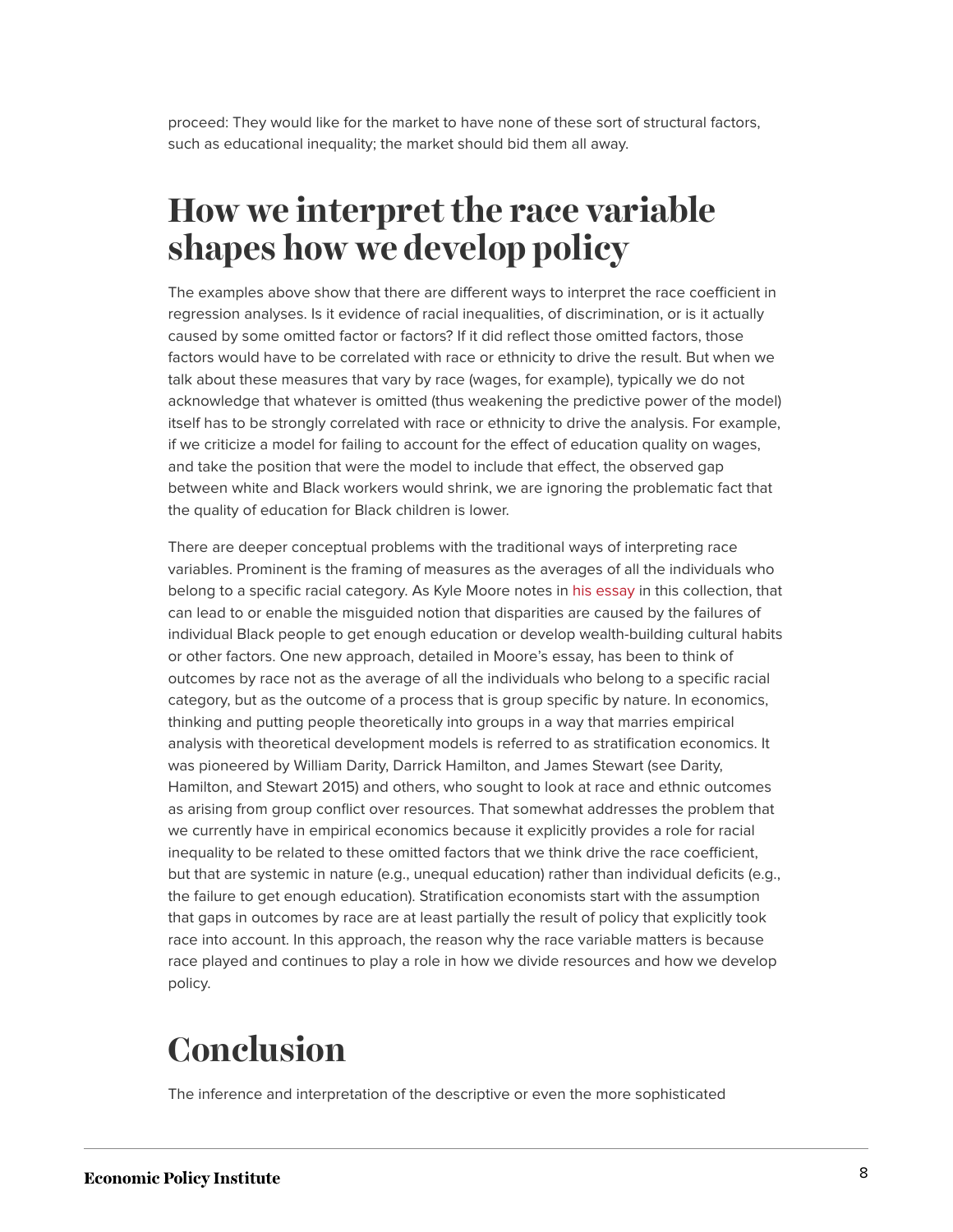proceed: They would like for the market to have none of these sort of structural factors, such as educational inequality; the market should bid them all away.

## How we interpret the race variable shapes how we develop policy

The examples above show that there are different ways to interpret the race coefficient in regression analyses. Is it evidence of racial inequalities, of discrimination, or is it actually caused by some omitted factor or factors? If it did reflect those omitted factors, those factors would have to be correlated with race or ethnicity to drive the result. But when we talk about these measures that vary by race (wages, for example), typically we do not acknowledge that whatever is omitted (thus weakening the predictive power of the model) itself has to be strongly correlated with race or ethnicity to drive the analysis. For example, if we criticize a model for failing to account for the effect of education quality on wages, and take the position that were the model to include that effect, the observed gap between white and Black workers would shrink, we are ignoring the problematic fact that the quality of education for Black children is lower.

There are deeper conceptual problems with the traditional ways of interpreting race variables. Prominent is the framing of measures as the averages of all the individuals who belong to a specific racial category. As Kyle Moore notes in his essay in this collection, that can lead to or enable the misguided notion that disparities are caused by the failures of individual Black people to get enough education or develop wealth-building cultural habits or other factors. One new approach, detailed in Moore's essay, has been to think of outcomes by race not as the average of all the individuals who belong to a specific racial category, but as the outcome of a process that is group specific by nature. In economics, thinking and putting people theoretically into groups in a way that marries empirical analysis with theoretical development models is referred to as stratification economics. It was pioneered by William Darity, Darrick Hamilton, and James Stewart (see Darity, Hamilton, and Stewart 2015) and others, who sought to look at race and ethnic outcomes as arising from group conflict over resources. That somewhat addresses the problem that we currently have in empirical economics because it explicitly provides a role for racial inequality to be related to these omitted factors that we think drive the race coefficient, but that are systemic in nature (e.g., unequal education) rather than individual deficits (e.g., the failure to get enough education). Stratification economists start with the assumption that gaps in outcomes by race are at least partially the result of policy that explicitly took race into account. In this approach, the reason why the race variable matters is because race played and continues to play a role in how we divide resources and how we develop policy.

## Conclusion

The inference and interpretation of the descriptive or even the more sophisticated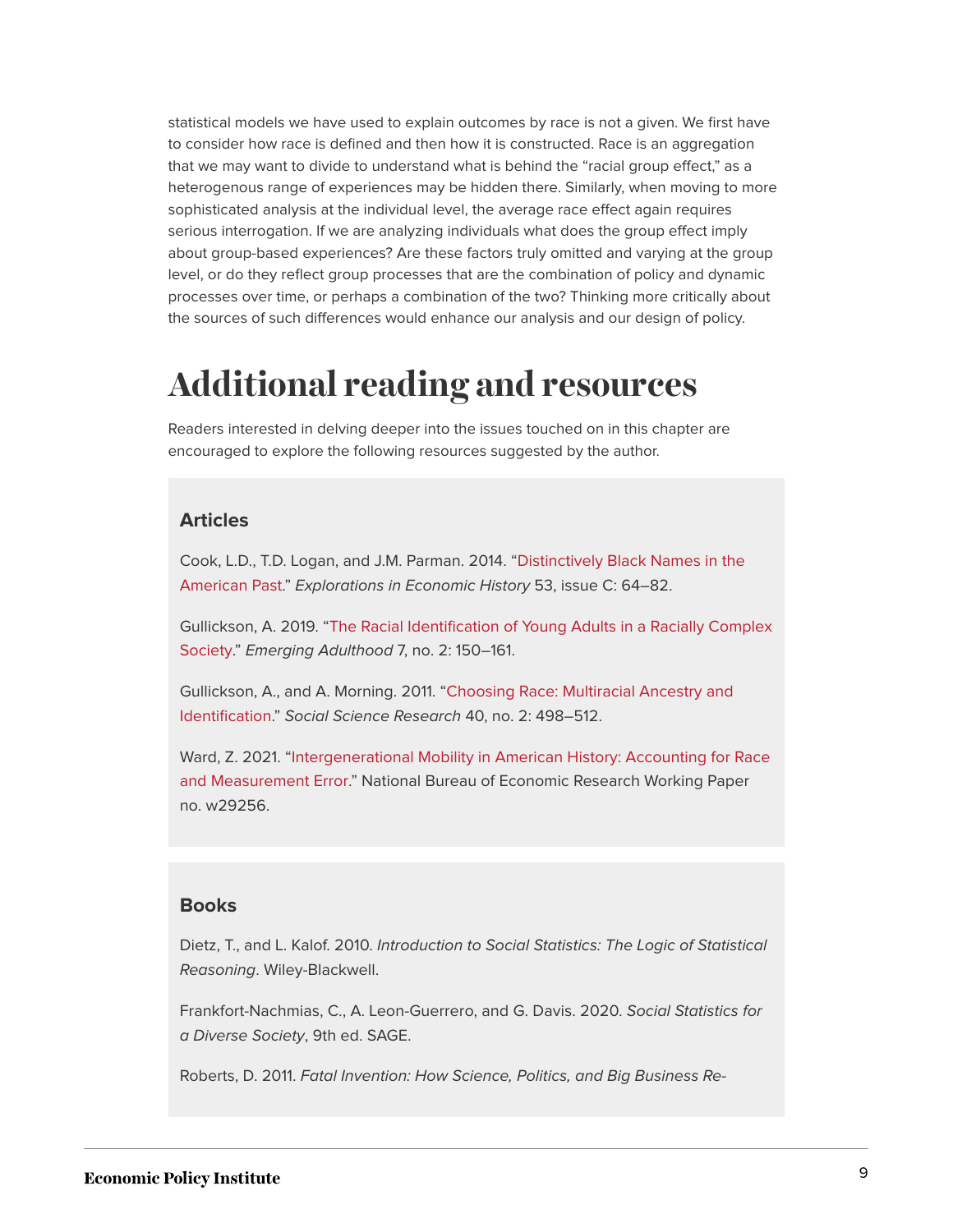statistical models we have used to explain outcomes by race is not a given. We first have to consider how race is defined and then how it is constructed. Race is an aggregation that we may want to divide to understand what is behind the "racial group effect," as a heterogenous range of experiences may be hidden there. Similarly, when moving to more sophisticated analysis at the individual level, the average race effect again requires serious interrogation. If we are analyzing individuals what does the group effect imply about group-based experiences? Are these factors truly omitted and varying at the group level, or do they reflect group processes that are the combination of policy and dynamic processes over time, or perhaps a combination of the two? Thinking more critically about the sources of such differences would enhance our analysis and our design of policy.

# Additional reading and resources

Readers interested in delving deeper into the issues touched on in this chapter are encouraged to explore the following resources suggested by the author.

### Articles

Cook, L.D., T.D. Logan, and J.M. Parman. 2014. "Distinctively Black Names in the American Past." *Explorations in Economic History* 53, issue C: 64–82.

Gullickson, A. 2019. "The Racial Identification of Young Adults in a Racially Complex Society." *Emerging Adulthood* 7, no. 2: 150–161.

Gullickson, A., and A. Morning. 2011. "Choosing Race: Multiracial Ancestry and Identification." *Social Science Research* 40, no. 2: 498–512.

Ward, Z. 2021. "Intergenerational Mobility in American History: Accounting for Race and Measurement Error." National Bureau of Economic Research Working Paper no. w29256.

### Books

Dietz, T., and L. Kalof. 2010. *Introduction to Social Statistics: The Logic of Statistical Reasoning*. Wiley-Blackwell.

Frankfort-Nachmias, C., A. Leon-Guerrero, and G. Davis. 2020. *Social Statistics for a Diverse Society*, 9th ed. SAGE.

Roberts, D. 2011. *Fatal Invention: How Science, Politics, and Big Business Re-*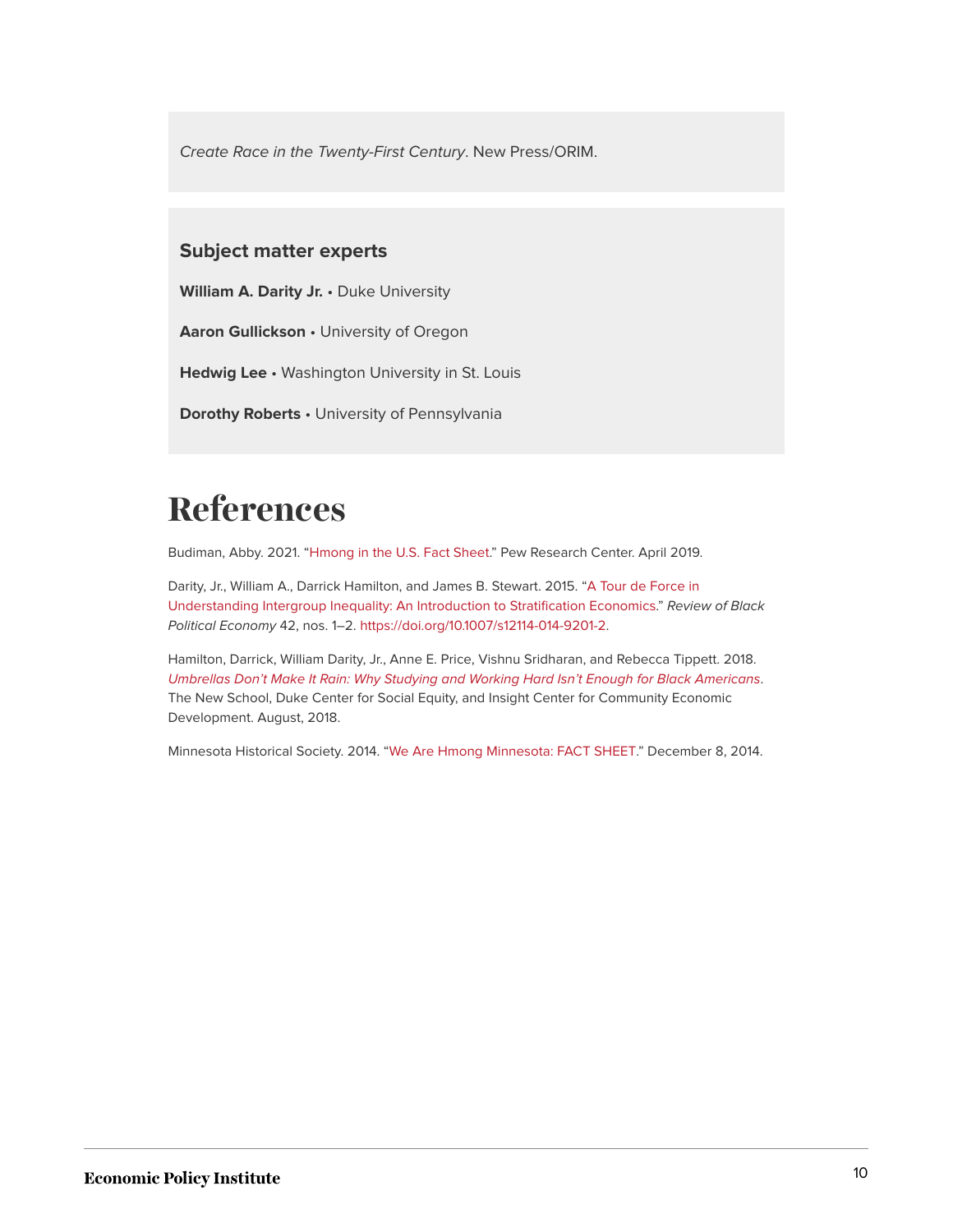*Create Race in the Twenty-First Century*. New Press/ORIM.

**Subject matter experts**

**William A. Darity Jr.** • Duke University

**Aaron Gullickson** • University of Oregon

**Hedwig Lee** • Washington University in St. Louis

**Dorothy Roberts** • University of Pennsylvania

# References

Budiman, Abby. 2021. "Hmong in the U.S. Fact Sheet." Pew Research Center. April 2019.

Darity, Jr., William A., Darrick Hamilton, and James B. Stewart. 2015. "A Tour de Force in Understanding Intergroup Inequality: An Introduction to Stratification Economics." *Review of Black Political Economy* 42, nos. 1–2. https://doi.org/10.1007/s12114-014-9201-2.

Hamilton, Darrick, William Darity, Jr., Anne E. Price, Vishnu Sridharan, and Rebecca Tippett. 2018. *Umbrellas Don't Make It Rain: Why Studying and Working Hard Isn't Enough for Black Americans*. The New School, Duke Center for Social Equity, and Insight Center for Community Economic Development. August, 2018.

Minnesota Historical Society. 2014. "We Are Hmong Minnesota: FACT SHEET." December 8, 2014.